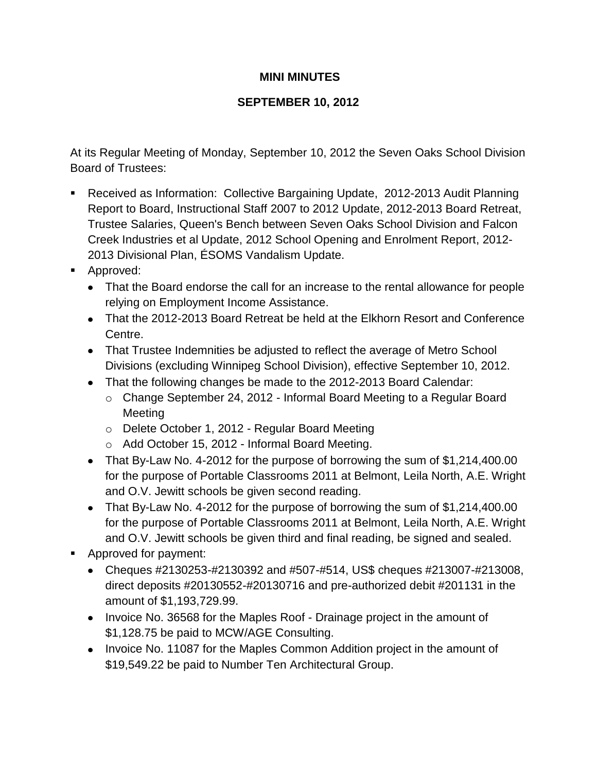# MINI MINUTES

## SEPTEMBER 10, 2012

At its Regular Meeting of Monday, September 10, 2012 the Seven Oaks School Division Board of Trustees:

- Received as Information: Collective Bargaining Update, 2012-2013 Audit Planning Report to Board, Instructional Staff 2007 to 2012 Update, 2012-2013 Board Retreat, Trustee Salaries, Queen's Bench between Seven Oaks School Division and Falcon Creek Industries et al Update, 2012 School Opening and Enrolment Report, 2012-2013 Divisional Plan, ÉSOMS Vandalism Update.
- Approved:
  - That the Board endorse the call for an increase to the rental allowance for people relying on Employment Income Assistance.
  - That the 2012-2013 Board Retreat be held at the Elkhorn Resort and Conference Centre.
  - That Trustee Indemnities be adjusted to reflect the average of Metro School Divisions (excluding Winnipeg School Division), effective September 10, 2012.
  - That the following changes be made to the 2012-2013 Board Calendar:
    - Change September 24, 2012 - Informal Board Meeting to a Regular Board Meeting
    - Delete October 1, 2012 - Regular Board Meeting
    - Add October 15, 2012 - Informal Board Meeting.
  - That By-Law No. 4-2012 for the purpose of borrowing the sum of $1,214,400.00 for the purpose of Portable Classrooms 2011 at Belmont, Leila North, A.E. Wright and O.V. Jewitt schools be given second reading.
  - That By-Law No. 4-2012 for the purpose of borrowing the sum of $1,214,400.00 for the purpose of Portable Classrooms 2011 at Belmont, Leila North, A.E. Wright and O.V. Jewitt schools be given third and final reading, be signed and sealed.
- Approved for payment:
  - Cheques #2130253-#2130392 and #507-#514, US$ cheques #213007-#213008, direct deposits #20130552-#20130716 and pre-authorized debit #201131 in the amount of $1,193,729.99.
  - Invoice No. 36568 for the Maples Roof - Drainage project in the amount of $1,128.75 be paid to MCW/AGE Consulting.
  - Invoice No. 11087 for the Maples Common Addition project in the amount of $19,549.22 be paid to Number Ten Architectural Group.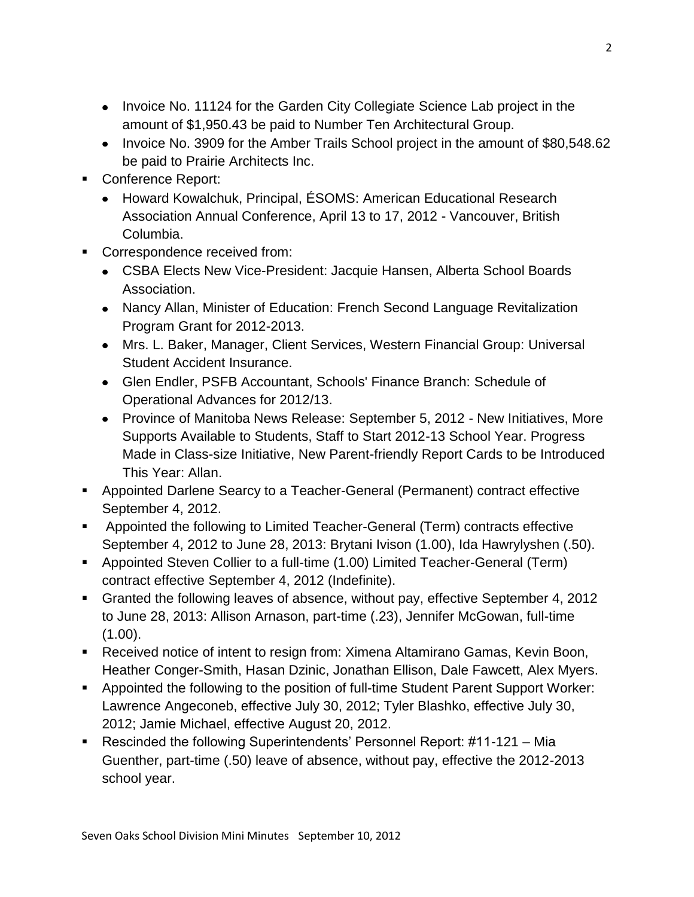- Invoice No. 11124 for the Garden City Collegiate Science Lab project in the amount of $1,950.43 be paid to Number Ten Architectural Group.
- Invoice No. 3909 for the Amber Trails School project in the amount of $80,548.62 be paid to Prairie Architects Inc.

- Conference Report:
  - Howard Kowalchuk, Principal, ÉSOMS: American Educational Research Association Annual Conference, April 13 to 17, 2012 - Vancouver, British Columbia.
- Correspondence received from:
  - CSBA Elects New Vice-President: Jacquie Hansen, Alberta School Boards Association.
  - Nancy Allan, Minister of Education: French Second Language Revitalization Program Grant for 2012-2013.
  - Mrs. L. Baker, Manager, Client Services, Western Financial Group: Universal Student Accident Insurance.
  - Glen Endler, PSFB Accountant, Schools' Finance Branch: Schedule of Operational Advances for 2012/13.
  - Province of Manitoba News Release: September 5, 2012 - New Initiatives, More Supports Available to Students, Staff to Start 2012-13 School Year. Progress Made in Class-size Initiative, New Parent-friendly Report Cards to be Introduced This Year: Allan.
- Appointed Darlene Searcy to a Teacher-General (Permanent) contract effective September 4, 2012.
- Appointed the following to Limited Teacher-General (Term) contracts effective September 4, 2012 to June 28, 2013: Brytani Ivison (1.00), Ida Hawrylyshen (.50).
- Appointed Steven Collier to a full-time (1.00) Limited Teacher-General (Term) contract effective September 4, 2012 (Indefinite).
- Granted the following leaves of absence, without pay, effective September 4, 2012 to June 28, 2013: Allison Arnason, part-time (.23), Jennifer McGowan, full-time (1.00).
- Received notice of intent to resign from: Ximena Altamirano Gamas, Kevin Boon, Heather Conger-Smith, Hasan Dzinic, Jonathan Ellison, Dale Fawcett, Alex Myers.
- Appointed the following to the position of full-time Student Parent Support Worker: Lawrence Angeconeb, effective July 30, 2012; Tyler Blashko, effective July 30, 2012; Jamie Michael, effective August 20, 2012.
- Rescinded the following Superintendents' Personnel Report: #11-121 – Mia Guenther, part-time (.50) leave of absence, without pay, effective the 2012-2013 school year.